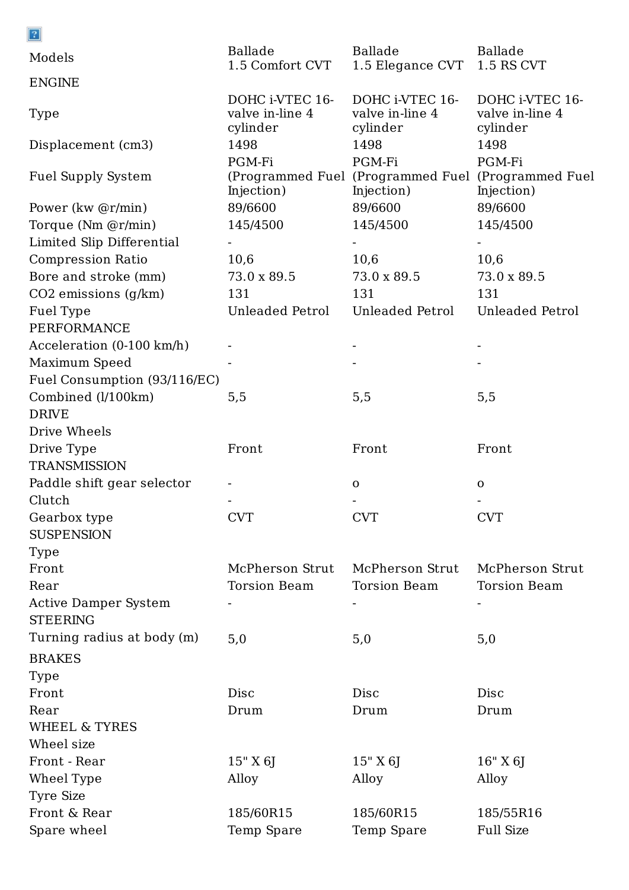| Models | Ballade 1.5 Comfort CVT | Ballade 1.5 Elegance CVT | Ballade 1.5 RS CVT |
|---|---|---|---|
| ENGINE | | | |
| Type | DOHC i-VTEC 16-valve in-line 4 cylinder | DOHC i-VTEC 16-valve in-line 4 cylinder | DOHC i-VTEC 16-valve in-line 4 cylinder |
| Displacement (cm3) | 1498 | 1498 | 1498 |
| Fuel Supply System | PGM-Fi (Programmed Fuel Injection) | PGM-Fi (Programmed Fuel Injection) | PGM-Fi (Programmed Fuel Injection) |
| Power (kw @r/min) | 89/6600 | 89/6600 | 89/6600 |
| Torque (Nm @r/min) | 145/4500 | 145/4500 | 145/4500 |
| Limited Slip Differential | - | - | - |
| Compression Ratio | 10,6 | 10,6 | 10,6 |
| Bore and stroke (mm) | 73.0 x 89.5 | 73.0 x 89.5 | 73.0 x 89.5 |
| CO2 emissions (g/km) | 131 | 131 | 131 |
| Fuel Type | Unleaded Petrol | Unleaded Petrol | Unleaded Petrol |
| PERFORMANCE | | | |
| Acceleration (0-100 km/h) | - | - | - |
| Maximum Speed | - | - | - |
| Fuel Consumption (93/116/EC) | | | |
| Combined (l/100km) | 5,5 | 5,5 | 5,5 |
| DRIVE | | | |
| Drive Wheels | | | |
| Drive Type | Front | Front | Front |
| TRANSMISSION | | | |
| Paddle shift gear selector | - | o | o |
| Clutch | - | - | - |
| Gearbox type | CVT | CVT | CVT |
| SUSPENSION | | | |
| Type | | | |
| Front | McPherson Strut | McPherson Strut | McPherson Strut |
| Rear | Torsion Beam | Torsion Beam | Torsion Beam |
| Active Damper System | - | - | - |
| STEERING | | | |
| Turning radius at body (m) | 5,0 | 5,0 | 5,0 |
| BRAKES | | | |
| Type | | | |
| Front | Disc | Disc | Disc |
| Rear | Drum | Drum | Drum |
| WHEEL & TYRES | | | |
| Wheel size | | | |
| Front - Rear | 15" X 6J | 15" X 6J | 16" X 6J |
| Wheel Type | Alloy | Alloy | Alloy |
| Tyre Size | | | |
| Front & Rear | 185/60R15 | 185/60R15 | 185/55R16 |
| Spare wheel | Temp Spare | Temp Spare | Full Size |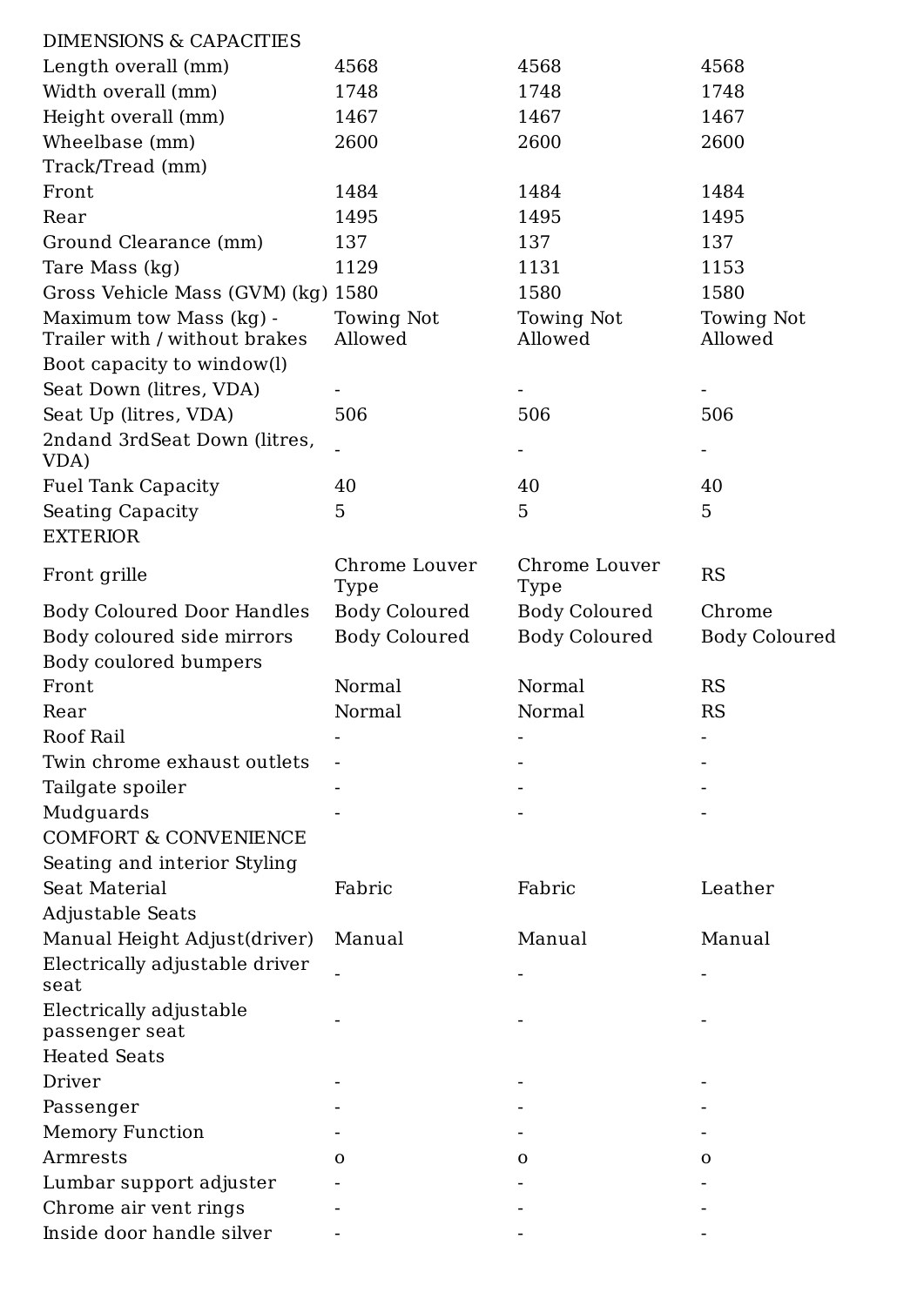| DIMENSIONS & CAPACITIES | | | |
|---|---|---|---|
| Length overall (mm) | 4568 | 4568 | 4568 |
| Width overall (mm) | 1748 | 1748 | 1748 |
| Height overall (mm) | 1467 | 1467 | 1467 |
| Wheelbase (mm) | 2600 | 2600 | 2600 |
| Track/Tread (mm) | | | |
| Front | 1484 | 1484 | 1484 |
| Rear | 1495 | 1495 | 1495 |
| Ground Clearance (mm) | 137 | 137 | 137 |
| Tare Mass (kg) | 1129 | 1131 | 1153 |
| Gross Vehicle Mass (GVM) (kg) | 1580 | 1580 | 1580 |
| Maximum tow Mass (kg) - Trailer with / without brakes | Towing Not Allowed | Towing Not Allowed | Towing Not Allowed |
| Boot capacity to window(l) | | | |
| Seat Down (litres, VDA) | - | - | - |
| Seat Up (litres, VDA) | 506 | 506 | 506 |
| 2ndand 3rdSeat Down (litres, VDA) | - | - | - |
| Fuel Tank Capacity | 40 | 40 | 40 |
| Seating Capacity | 5 | 5 | 5 |
| EXTERIOR | | | |
| Front grille | Chrome Louver Type | Chrome Louver Type | RS |
| Body Coloured Door Handles | Body Coloured | Body Coloured | Chrome |
| Body coloured side mirrors | Body Coloured | Body Coloured | Body Coloured |
| Body coulored bumpers | | | |
| Front | Normal | Normal | RS |
| Rear | Normal | Normal | RS |
| Roof Rail | - | - | - |
| Twin chrome exhaust outlets | - | - | - |
| Tailgate spoiler | - | - | - |
| Mudguards | - | - | - |
| COMFORT & CONVENIENCE | | | |
| Seating and interior Styling | | | |
| Seat Material | Fabric | Fabric | Leather |
| Adjustable Seats | | | |
| Manual Height Adjust(driver) | Manual | Manual | Manual |
| Electrically adjustable driver seat | - | - | - |
| Electrically adjustable passenger seat | - | - | - |
| Heated Seats | | | |
| Driver | - | - | - |
| Passenger | - | - | - |
| Memory Function | - | - | - |
| Armrests | o | o | o |
| Lumbar support adjuster | - | - | - |
| Chrome air vent rings | - | - | - |
| Inside door handle silver | - | - | - |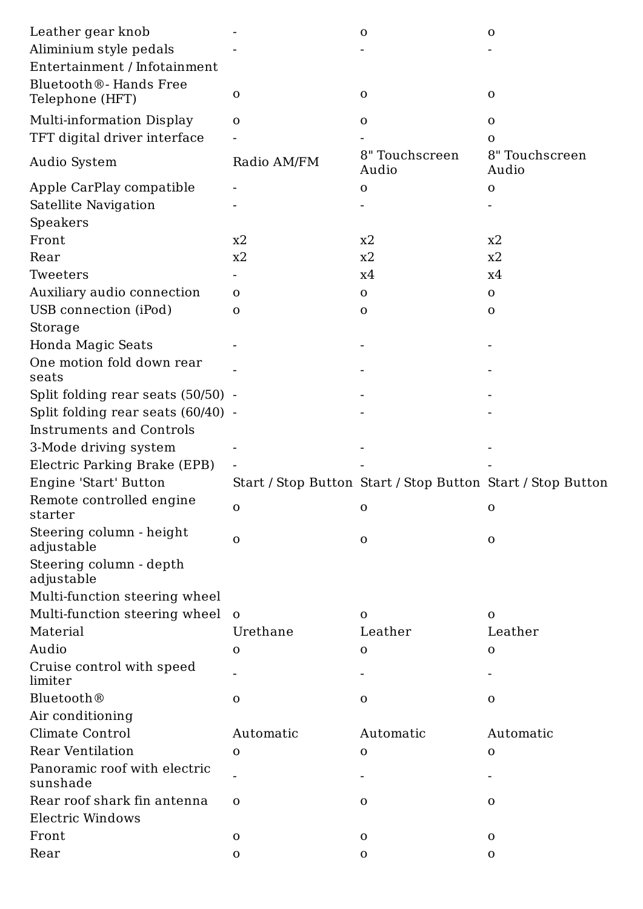| | | | |
|---|---|---|---|
| Leather gear knob | - | o | o |
| Aliminium style pedals | - | - | - |
| Entertainment / Infotainment | | | |
| Bluetooth®- Hands Free Telephone (HFT) | o | o | o |
| Multi-information Display | o | o | o |
| TFT digital driver interface | - | - | o |
| Audio System | Radio AM/FM | 8" Touchscreen Audio | 8" Touchscreen Audio |
| Apple CarPlay compatible | - | o | o |
| Satellite Navigation | - | - | - |
| Speakers | | | |
| Front | x2 | x2 | x2 |
| Rear | x2 | x2 | x2 |
| Tweeters | - | x4 | x4 |
| Auxiliary audio connection | o | o | o |
| USB connection (iPod) | o | o | o |
| Storage | | | |
| Honda Magic Seats | - | - | - |
| One motion fold down rear seats | - | - | - |
| Split folding rear seats (50/50) | - | - | - |
| Split folding rear seats (60/40) | - | - | - |
| Instruments and Controls | | | |
| 3-Mode driving system | - | - | - |
| Electric Parking Brake (EPB) | - | - | - |
| Engine 'Start' Button | Start / Stop Button | Start / Stop Button | Start / Stop Button |
| Remote controlled engine starter | o | o | o |
| Steering column - height adjustable | o | o | o |
| Steering column - depth adjustable | | | |
| Multi-function steering wheel | | | |
| Multi-function steering wheel | o | o | o |
| Material | Urethane | Leather | Leather |
| Audio | o | o | o |
| Cruise control with speed limiter | - | - | - |
| Bluetooth® | o | o | o |
| Air conditioning | | | |
| Climate Control | Automatic | Automatic | Automatic |
| Rear Ventilation | o | o | o |
| Panoramic roof with electric sunshade | - | - | - |
| Rear roof shark fin antenna | o | o | o |
| Electric Windows | | | |
| Front | o | o | o |
| Rear | o | o | o |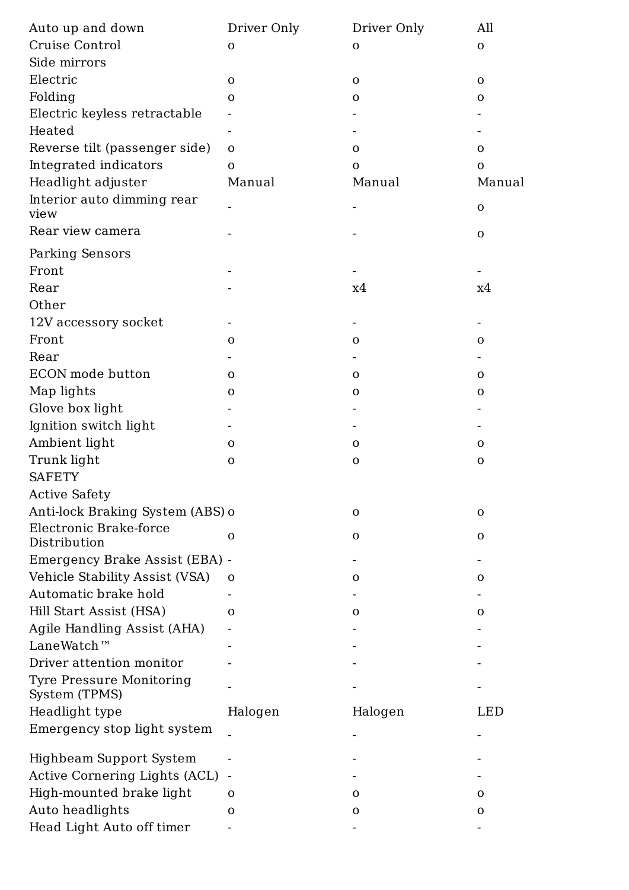| | | | |
|---|---|---|---|
| Auto up and down | Driver Only | Driver Only | All |
| Cruise Control | o | o | o |
| Side mirrors | | | |
| Electric | o | o | o |
| Folding | o | o | o |
| Electric keyless retractable | - | - | - |
| Heated | - | - | - |
| Reverse tilt (passenger side) | o | o | o |
| Integrated indicators | o | o | o |
| Headlight adjuster | Manual | Manual | Manual |
| Interior auto dimming rear view | - | - | o |
| Rear view camera | - | - | o |
| Parking Sensors | | | |
| Front | - | - | - |
| Rear | - | x4 | x4 |
| Other | | | |
| 12V accessory socket | - | - | - |
| Front | o | o | o |
| Rear | - | - | - |
| ECON mode button | o | o | o |
| Map lights | o | o | o |
| Glove box light | - | - | - |
| Ignition switch light | - | - | - |
| Ambient light | o | o | o |
| Trunk light | o | o | o |
| SAFETY | | | |
| Active Safety | | | |
| Anti-lock Braking System (ABS) | o | o | o |
| Electronic Brake-force Distribution | o | o | o |
| Emergency Brake Assist (EBA) | - | - | - |
| Vehicle Stability Assist (VSA) | o | o | o |
| Automatic brake hold | - | - | - |
| Hill Start Assist (HSA) | o | o | o |
| Agile Handling Assist (AHA) | - | - | - |
| LaneWatch™ | - | - | - |
| Driver attention monitor | - | - | - |
| Tyre Pressure Monitoring System (TPMS) | - | - | - |
| Headlight type | Halogen | Halogen | LED |
| Emergency stop light system | - | - | - |
| Highbeam Support System | - | - | - |
| Active Cornering Lights (ACL) | - | - | - |
| High-mounted brake light | o | o | o |
| Auto headlights | o | o | o |
| Head Light Auto off timer | - | - | - |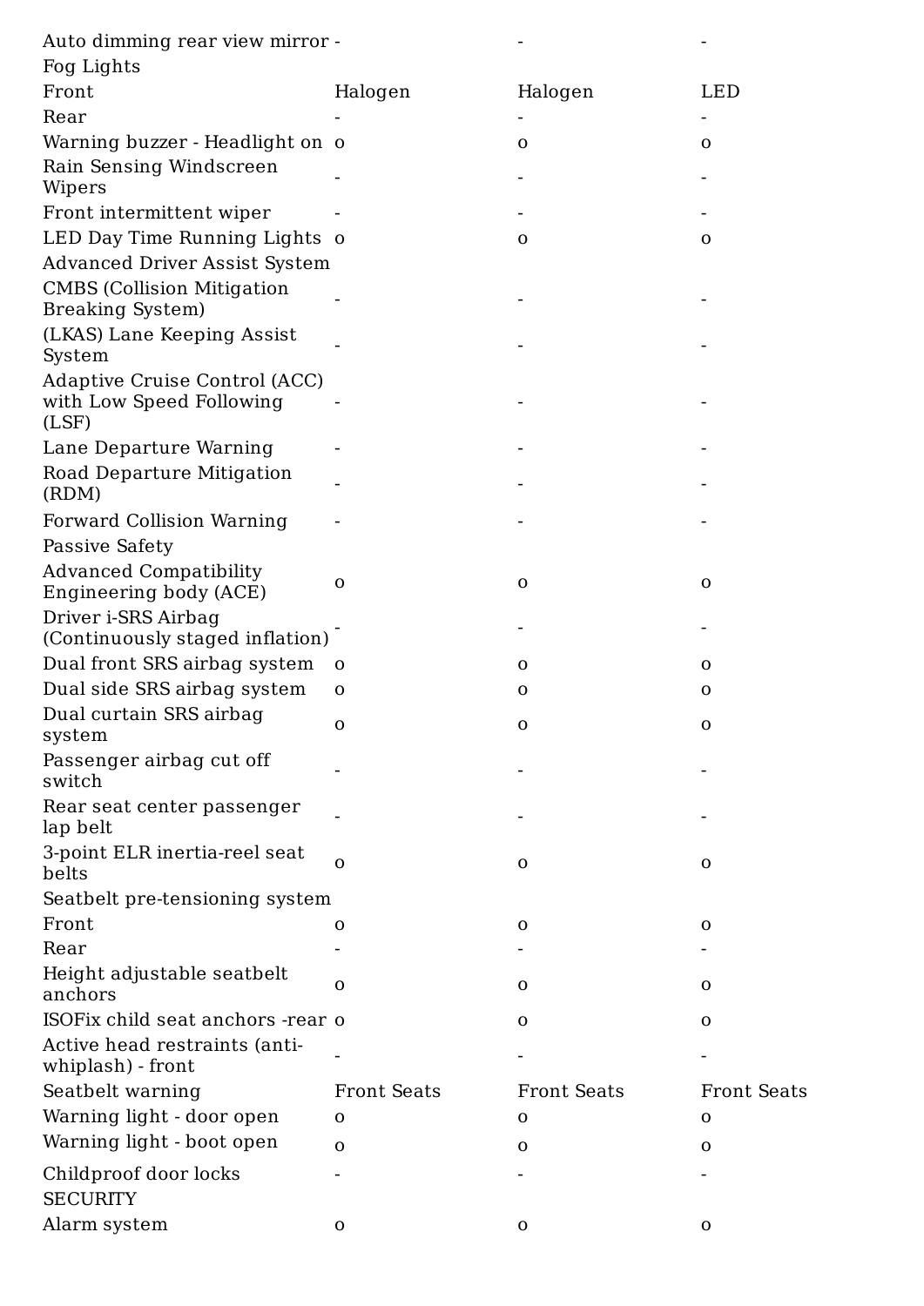| | | | |
|---|---|---|---|
| Auto dimming rear view mirror | - | - | - |
| Fog Lights | | | |
| Front | Halogen | Halogen | LED |
| Rear | - | - | - |
| Warning buzzer - Headlight on | o | o | o |
| Rain Sensing Windscreen Wipers | - | - | - |
| Front intermittent wiper | - | - | - |
| LED Day Time Running Lights | o | o | o |
| Advanced Driver Assist System | | | |
| CMBS (Collision Mitigation Breaking System) | - | - | - |
| (LKAS) Lane Keeping Assist System | - | - | - |
| Adaptive Cruise Control (ACC) with Low Speed Following (LSF) | - | - | - |
| Lane Departure Warning | - | - | - |
| Road Departure Mitigation (RDM) | - | - | - |
| Forward Collision Warning | - | - | - |
| Passive Safety | | | |
| Advanced Compatibility Engineering body (ACE) | o | o | o |
| Driver i-SRS Airbag (Continuously staged inflation) | - | - | - |
| Dual front SRS airbag system | o | o | o |
| Dual side SRS airbag system | o | o | o |
| Dual curtain SRS airbag system | o | o | o |
| Passenger airbag cut off switch | - | - | - |
| Rear seat center passenger lap belt | - | - | - |
| 3-point ELR inertia-reel seat belts | o | o | o |
| Seatbelt pre-tensioning system | | | |
| Front | o | o | o |
| Rear | - | - | - |
| Height adjustable seatbelt anchors | o | o | o |
| ISOFix child seat anchors -rear | o | o | o |
| Active head restraints (anti-whiplash) - front | - | - | - |
| Seatbelt warning | Front Seats | Front Seats | Front Seats |
| Warning light - door open | o | o | o |
| Warning light - boot open | o | o | o |
| Childproof door locks | - | - | - |
| SECURITY | | | |
| Alarm system | o | o | o |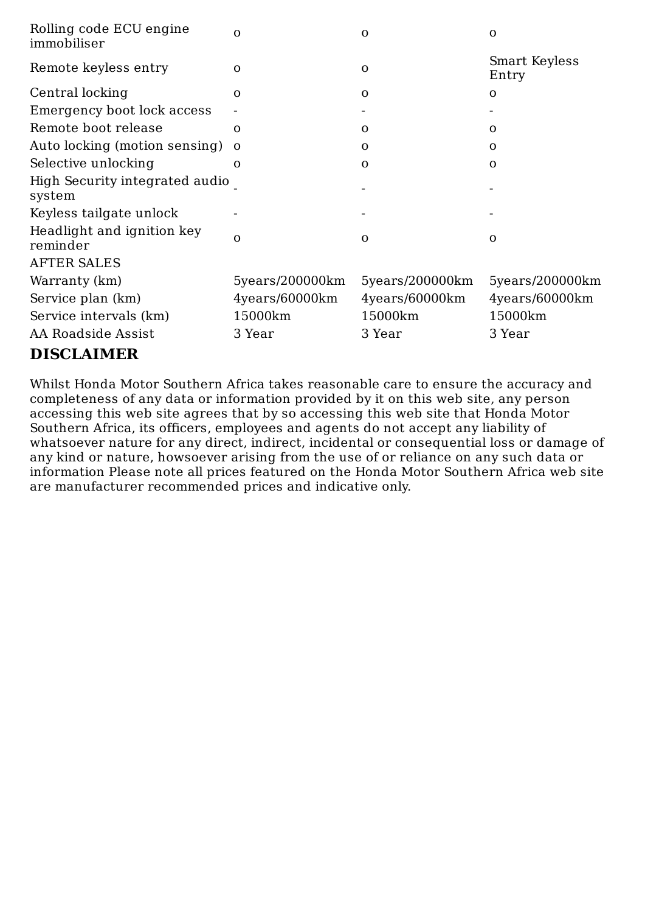| | | | |
|---|---|---|---|
| Rolling code ECU engine immobiliser | o | o | o |
| Remote keyless entry | o | o | Smart Keyless Entry |
| Central locking | o | o | o |
| Emergency boot lock access | - | - | - |
| Remote boot release | o | o | o |
| Auto locking (motion sensing) | o | o | o |
| Selective unlocking | o | o | o |
| High Security integrated audio system | - | - | - |
| Keyless tailgate unlock | - | - | - |
| Headlight and ignition key reminder | o | o | o |
| AFTER SALES | | | |
| Warranty (km) | 5years/200000km | 5years/200000km | 5years/200000km |
| Service plan (km) | 4years/60000km | 4years/60000km | 4years/60000km |
| Service intervals (km) | 15000km | 15000km | 15000km |
| AA Roadside Assist | 3 Year | 3 Year | 3 Year |

## DISCLAIMER

Whilst Honda Motor Southern Africa takes reasonable care to ensure the accuracy and completeness of any data or information provided by it on this web site, any person accessing this web site agrees that by so accessing this web site that Honda Motor Southern Africa, its officers, employees and agents do not accept any liability of whatsoever nature for any direct, indirect, incidental or consequential loss or damage of any kind or nature, howsoever arising from the use of or reliance on any such data or information Please note all prices featured on the Honda Motor Southern Africa web site are manufacturer recommended prices and indicative only.